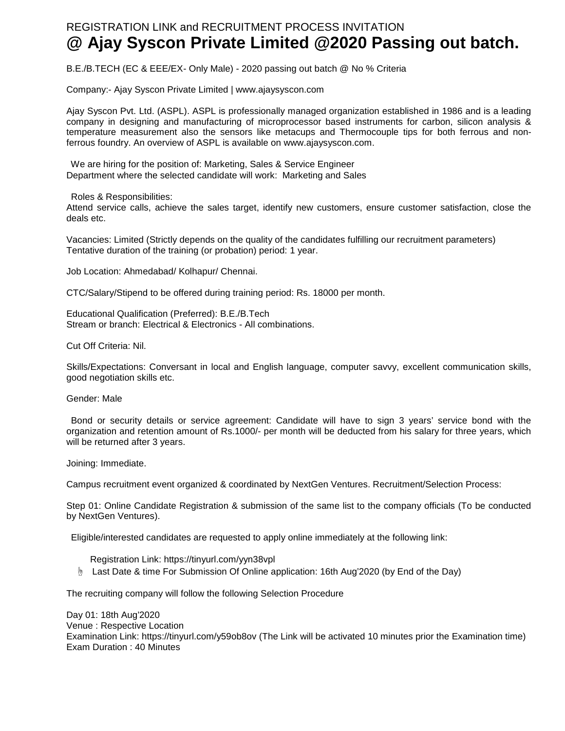REGISTRATION LINK and RECRUITMENT PROCESS INVITATION

# @ Ajay Syscon Private Limited @2020 Passing out batch.

B.E./B.TECH (EC & EEE/EX- Only Male) - 2020 passing out batch @ No % Criteria

Company:- Ajay Syscon Private Limited | www.ajaysyscon.com

Ajay Syscon Pvt. Ltd. (ASPL). ASPL is professionally managed organization established in 1986 and is a leading company in designing and manufacturing of microprocessor based instruments for carbon, silicon analysis & temperature measurement also the sensors like metacups and Thermocouple tips for both ferrous and non-ferrous foundry. An overview of ASPL is available on www.ajaysyscon.com.

We are hiring for the position of: Marketing, Sales & Service Engineer
Department where the selected candidate will work: Marketing and Sales

Roles & Responsibilities:
Attend service calls, achieve the sales target, identify new customers, ensure customer satisfaction, close the deals etc.

Vacancies: Limited (Strictly depends on the quality of the candidates fulfilling our recruitment parameters)
Tentative duration of the training (or probation) period: 1 year.

Job Location: Ahmedabad/ Kolhapur/ Chennai.

CTC/Salary/Stipend to be offered during training period: Rs. 18000 per month.

Educational Qualification (Preferred): B.E./B.Tech
Stream or branch: Electrical & Electronics - All combinations.

Cut Off Criteria: Nil.

Skills/Expectations: Conversant in local and English language, computer savvy, excellent communication skills, good negotiation skills etc.

Gender: Male

Bond or security details or service agreement: Candidate will have to sign 3 years' service bond with the organization and retention amount of Rs.1000/- per month will be deducted from his salary for three years, which will be returned after 3 years.

Joining: Immediate.

Campus recruitment event organized & coordinated by NextGen Ventures. Recruitment/Selection Process:

Step 01: Online Candidate Registration & submission of the same list to the company officials (To be conducted by NextGen Ventures).

Eligible/interested candidates are requested to apply online immediately at the following link:

Registration Link: https://tinyurl.com/yyn38vpl

- Last Date & time For Submission Of Online application: 16th Aug'2020 (by End of the Day)

The recruiting company will follow the following Selection Procedure

Day 01: 18th Aug'2020
Venue : Respective Location
Examination Link: https://tinyurl.com/y59ob8ov (The Link will be activated 10 minutes prior the Examination time)
Exam Duration : 40 Minutes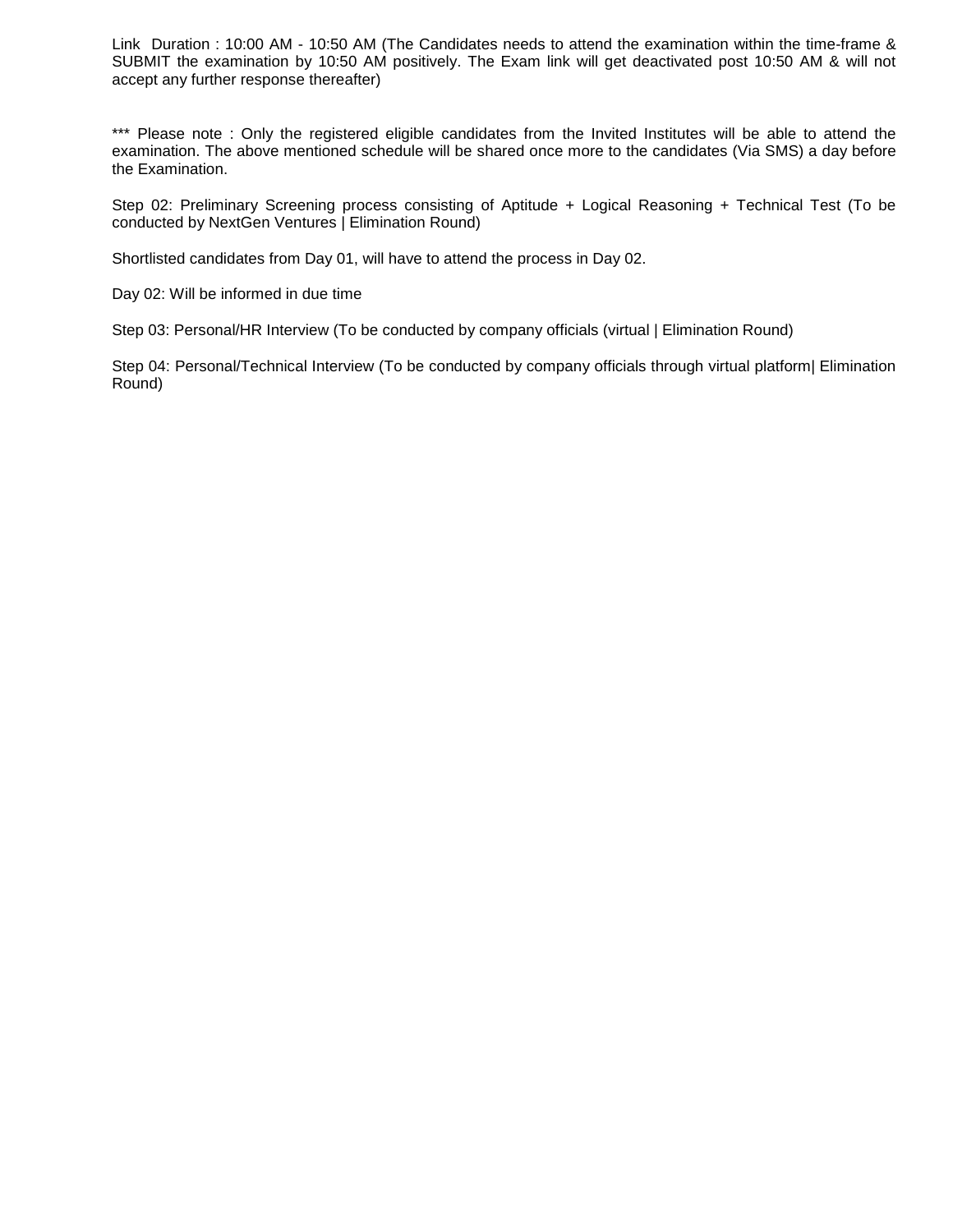Link  Duration : 10:00 AM - 10:50 AM (The Candidates needs to attend the examination within the time-frame & SUBMIT the examination by 10:50 AM positively. The Exam link will get deactivated post 10:50 AM & will not accept any further response thereafter)

*** Please note : Only the registered eligible candidates from the Invited Institutes will be able to attend the examination. The above mentioned schedule will be shared once more to the candidates (Via SMS) a day before the Examination.

Step 02: Preliminary Screening process consisting of Aptitude + Logical Reasoning + Technical Test (To be conducted by NextGen Ventures | Elimination Round)

Shortlisted candidates from Day 01, will have to attend the process in Day 02.

Day 02: Will be informed in due time

Step 03: Personal/HR Interview (To be conducted by company officials (virtual | Elimination Round)

Step 04: Personal/Technical Interview (To be conducted by company officials through virtual platform| Elimination Round)